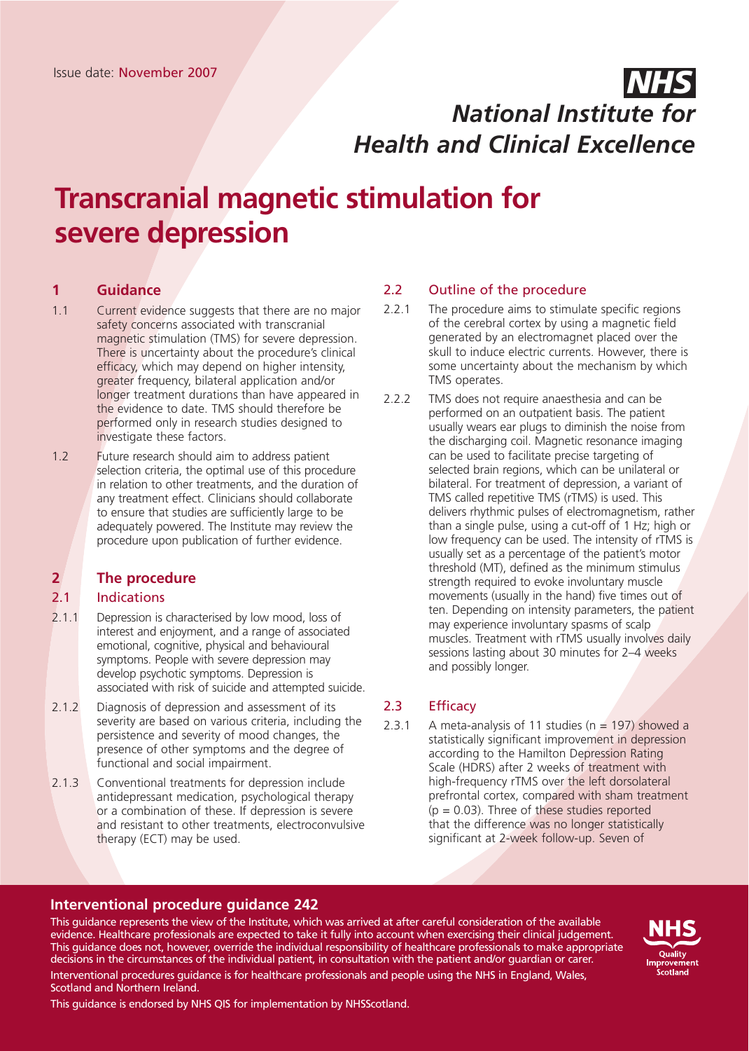Issue date: November 2007

**NHS**

*National Institute for Health and Clinical Excellence*

# Transcranial magnetic stimulation for severe depression

## 1 Guidance

1.1 Current evidence suggests that there are no major safety concerns associated with transcranial magnetic stimulation (TMS) for severe depression. There is uncertainty about the procedure's clinical efficacy, which may depend on higher intensity, greater frequency, bilateral application and/or longer treatment durations than have appeared in the evidence to date. TMS should therefore be performed only in research studies designed to investigate these factors.

1.2 Future research should aim to address patient selection criteria, the optimal use of this procedure in relation to other treatments, and the duration of any treatment effect. Clinicians should collaborate to ensure that studies are sufficiently large to be adequately powered. The Institute may review the procedure upon publication of further evidence.

## 2 The procedure

### 2.1 Indications

2.1.1 Depression is characterised by low mood, loss of interest and enjoyment, and a range of associated emotional, cognitive, physical and behavioural symptoms. People with severe depression may develop psychotic symptoms. Depression is associated with risk of suicide and attempted suicide.

2.1.2 Diagnosis of depression and assessment of its severity are based on various criteria, including the persistence and severity of mood changes, the presence of other symptoms and the degree of functional and social impairment.

2.1.3 Conventional treatments for depression include antidepressant medication, psychological therapy or a combination of these. If depression is severe and resistant to other treatments, electroconvulsive therapy (ECT) may be used.

### 2.2 Outline of the procedure

2.2.1 The procedure aims to stimulate specific regions of the cerebral cortex by using a magnetic field generated by an electromagnet placed over the skull to induce electric currents. However, there is some uncertainty about the mechanism by which TMS operates.

2.2.2 TMS does not require anaesthesia and can be performed on an outpatient basis. The patient usually wears ear plugs to diminish the noise from the discharging coil. Magnetic resonance imaging can be used to facilitate precise targeting of selected brain regions, which can be unilateral or bilateral. For treatment of depression, a variant of TMS called repetitive TMS (rTMS) is used. This delivers rhythmic pulses of electromagnetism, rather than a single pulse, using a cut-off of 1 Hz; high or low frequency can be used. The intensity of rTMS is usually set as a percentage of the patient's motor threshold (MT), defined as the minimum stimulus strength required to evoke involuntary muscle movements (usually in the hand) five times out of ten. Depending on intensity parameters, the patient may experience involuntary spasms of scalp muscles. Treatment with rTMS usually involves daily sessions lasting about 30 minutes for 2–4 weeks and possibly longer.

### 2.3 Efficacy

2.3.1 A meta-analysis of 11 studies (n = 197) showed a statistically significant improvement in depression according to the Hamilton Depression Rating Scale (HDRS) after 2 weeks of treatment with high-frequency rTMS over the left dorsolateral prefrontal cortex, compared with sham treatment ($p = 0.03$). Three of these studies reported that the difference was no longer statistically significant at 2-week follow-up. Seven of

**Interventional procedure guidance 242**

This guidance represents the view of the Institute, which was arrived at after careful consideration of the available evidence. Healthcare professionals are expected to take it fully into account when exercising their clinical judgement. This guidance does not, however, override the individual responsibility of healthcare professionals to make appropriate decisions in the circumstances of the individual patient, in consultation with the patient and/or guardian or carer.

Interventional procedures guidance is for healthcare professionals and people using the NHS in England, Wales, Scotland and Northern Ireland.

This guidance is endorsed by NHS QIS for implementation by NHSScotland.

NHS Quality Improvement Scotland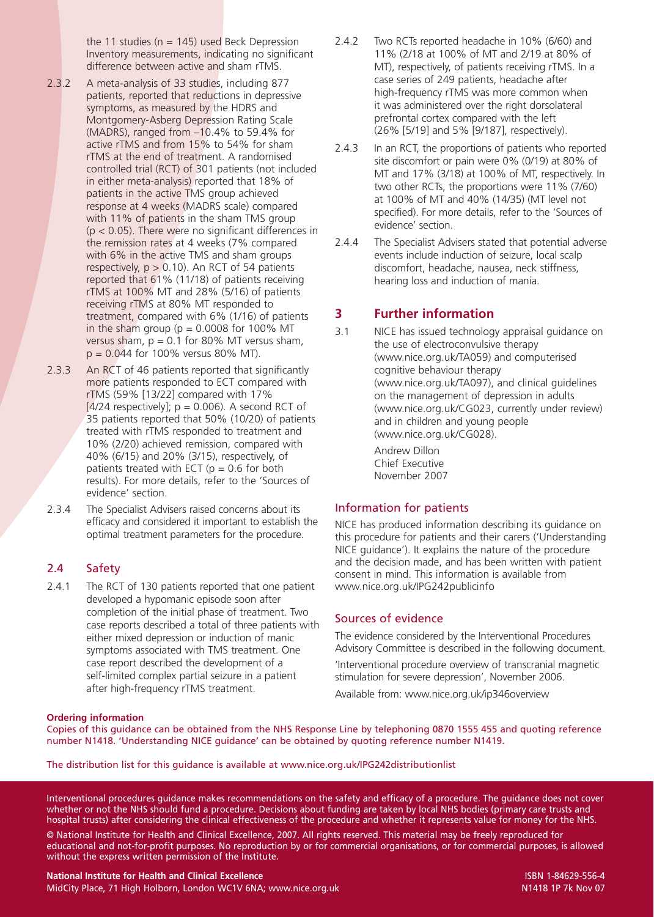the 11 studies (n = 145) used Beck Depression Inventory measurements, indicating no significant difference between active and sham rTMS.

2.3.2 A meta-analysis of 33 studies, including 877 patients, reported that reductions in depressive symptoms, as measured by the HDRS and Montgomery-Asberg Depression Rating Scale (MADRS), ranged from –10.4% to 59.4% for active rTMS and from 15% to 54% for sham rTMS at the end of treatment. A randomised controlled trial (RCT) of 301 patients (not included in either meta-analysis) reported that 18% of patients in the active TMS group achieved response at 4 weeks (MADRS scale) compared with 11% of patients in the sham TMS group ($p < 0.05$). There were no significant differences in the remission rates at 4 weeks (7% compared with 6% in the active TMS and sham groups respectively, $p > 0.10$). An RCT of 54 patients reported that 61% (11/18) of patients receiving rTMS at 100% MT and 28% (5/16) of patients receiving rTMS at 80% MT responded to treatment, compared with 6% (1/16) of patients in the sham group ($p = 0.0008$ for 100% MT versus sham, $p = 0.1$ for 80% MT versus sham, $p = 0.044$ for 100% versus 80% MT).

2.3.3 An RCT of 46 patients reported that significantly more patients responded to ECT compared with rTMS (59% [13/22] compared with 17% [4/24 respectively]; $p = 0.006$). A second RCT of 35 patients reported that 50% (10/20) of patients treated with rTMS responded to treatment and 10% (2/20) achieved remission, compared with 40% (6/15) and 20% (3/15), respectively, of patients treated with ECT ($p = 0.6$ for both results). For more details, refer to the 'Sources of evidence' section.

2.3.4 The Specialist Advisers raised concerns about its efficacy and considered it important to establish the optimal treatment parameters for the procedure.

## 2.4 Safety

2.4.1 The RCT of 130 patients reported that one patient developed a hypomanic episode soon after completion of the initial phase of treatment. Two case reports described a total of three patients with either mixed depression or induction of manic symptoms associated with TMS treatment. One case report described the development of a self-limited complex partial seizure in a patient after high-frequency rTMS treatment.

2.4.2 Two RCTs reported headache in 10% (6/60) and 11% (2/18 at 100% of MT and 2/19 at 80% of MT), respectively, of patients receiving rTMS. In a case series of 249 patients, headache after high-frequency rTMS was more common when it was administered over the right dorsolateral prefrontal cortex compared with the left (26% [5/19] and 5% [9/187], respectively).

2.4.3 In an RCT, the proportions of patients who reported site discomfort or pain were 0% (0/19) at 80% of MT and 17% (3/18) at 100% of MT, respectively. In two other RCTs, the proportions were 11% (7/60) at 100% of MT and 40% (14/35) (MT level not specified). For more details, refer to the 'Sources of evidence' section.

2.4.4 The Specialist Advisers stated that potential adverse events include induction of seizure, local scalp discomfort, headache, nausea, neck stiffness, hearing loss and induction of mania.

# 3 Further information

3.1 NICE has issued technology appraisal guidance on the use of electroconvulsive therapy (www.nice.org.uk/TA059) and computerised cognitive behaviour therapy (www.nice.org.uk/TA097), and clinical guidelines on the management of depression in adults (www.nice.org.uk/CG023, currently under review) and in children and young people (www.nice.org.uk/CG028).

Andrew Dillon
Chief Executive
November 2007

## Information for patients

NICE has produced information describing its guidance on this procedure for patients and their carers ('Understanding NICE guidance'). It explains the nature of the procedure and the decision made, and has been written with patient consent in mind. This information is available from www.nice.org.uk/IPG242publicinfo

## Sources of evidence

The evidence considered by the Interventional Procedures Advisory Committee is described in the following document.

'Interventional procedure overview of transcranial magnetic stimulation for severe depression', November 2006.

Available from: www.nice.org.uk/ip346overview

**Ordering information**

Copies of this guidance can be obtained from the NHS Response Line by telephoning 0870 1555 455 and quoting reference number N1418. 'Understanding NICE guidance' can be obtained by quoting reference number N1419.

The distribution list for this guidance is available at www.nice.org.uk/IPG242distributionlist

Interventional procedures guidance makes recommendations on the safety and efficacy of a procedure. The guidance does not cover whether or not the NHS should fund a procedure. Decisions about funding are taken by local NHS bodies (primary care trusts and hospital trusts) after considering the clinical effectiveness of the procedure and whether it represents value for money for the NHS.

© National Institute for Health and Clinical Excellence, 2007. All rights reserved. This material may be freely reproduced for educational and not-for-profit purposes. No reproduction by or for commercial organisations, or for commercial purposes, is allowed without the express written permission of the Institute.

**National Institute for Health and Clinical Excellence**
MidCity Place, 71 High Holborn, London WC1V 6NA; www.nice.org.uk

ISBN 1-84629-556-4
N1418 1P 7k Nov 07